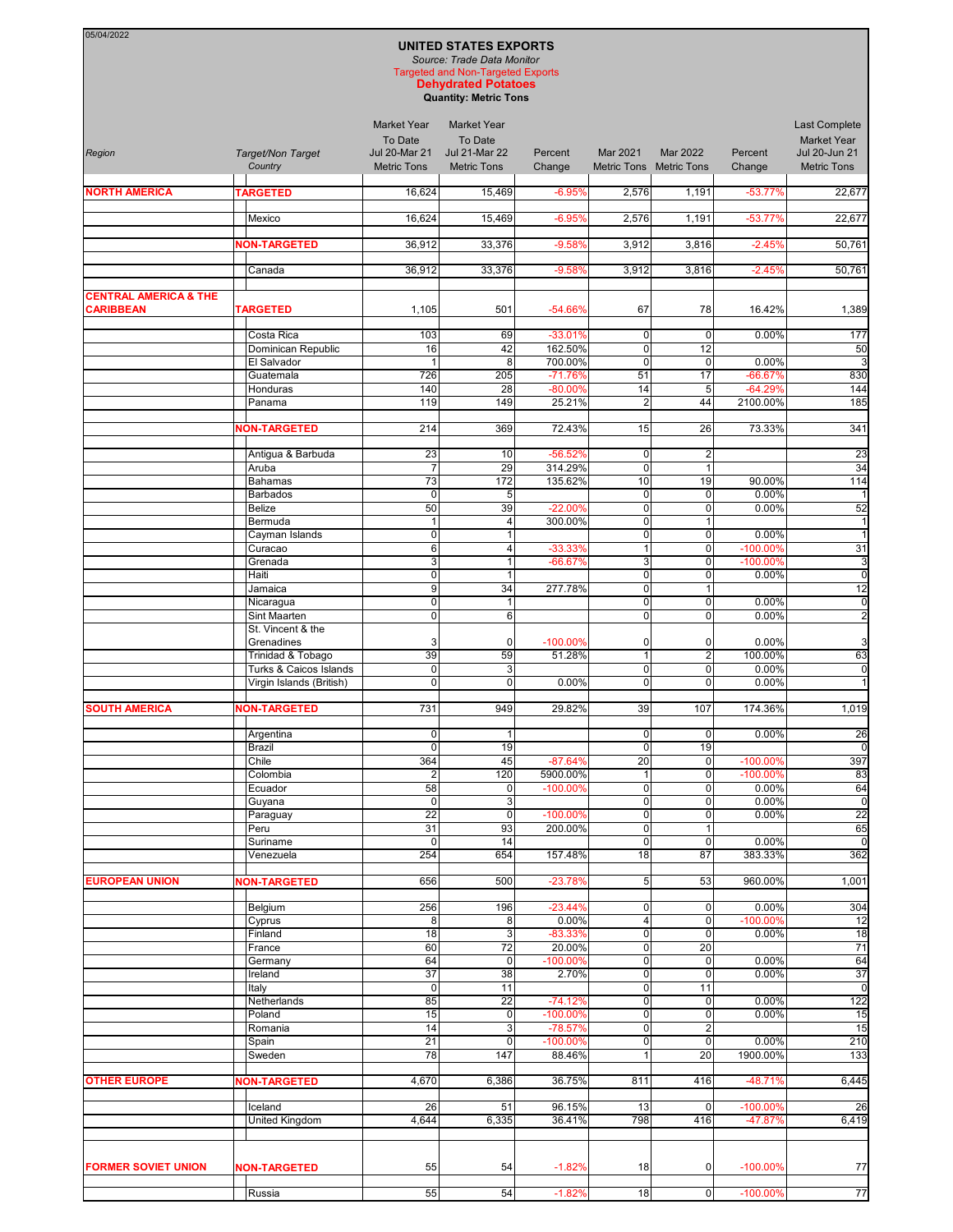05/04/2022

# UNITED STATES EXPORTS

*Source: Trade Data Monitor*

Targeted and Non-Targeted Exports

**Dehydrated Potatoes**

**Quantity: Metric Tons**

| Region | Target/Non Target Country | Market Year To Date Jul 20-Mar 21 Metric Tons | Market Year To Date Jul 21-Mar 22 Metric Tons | Percent Change | Mar 2021 Metric Tons | Mar 2022 Metric Tons | Percent Change | Last Complete Market Year Jul 20-Jun 21 Metric Tons |
|---|---|---|---|---|---|---|---|---|
| **NORTH AMERICA** | **TARGETED** | 16,624 | 15,469 | -6.95% | 2,576 | 1,191 | -53.77% | 22,677 |
| | Mexico | 16,624 | 15,469 | -6.95% | 2,576 | 1,191 | -53.77% | 22,677 |
| | **NON-TARGETED** | 36,912 | 33,376 | -9.58% | 3,912 | 3,816 | -2.45% | 50,761 |
| | Canada | 36,912 | 33,376 | -9.58% | 3,912 | 3,816 | -2.45% | 50,761 |
| **CENTRAL AMERICA & THE CARIBBEAN** | **TARGETED** | 1,105 | 501 | -54.66% | 67 | 78 | 16.42% | 1,389 |
| | Costa Rica | 103 | 69 | -33.01% | 0 | 0 | 0.00% | 177 |
| | Dominican Republic | 16 | 42 | 162.50% | 0 | 12 | | 50 |
| | El Salvador | 1 | 8 | 700.00% | 0 | 0 | 0.00% | 3 |
| | Guatemala | 726 | 205 | -71.76% | 51 | 17 | -66.67% | 830 |
| | Honduras | 140 | 28 | -80.00% | 14 | 5 | -64.29% | 144 |
| | Panama | 119 | 149 | 25.21% | 2 | 44 | 2100.00% | 185 |
| | **NON-TARGETED** | 214 | 369 | 72.43% | 15 | 26 | 73.33% | 341 |
| | Antigua & Barbuda | 23 | 10 | -56.52% | 0 | 2 | | 23 |
| | Aruba | 7 | 29 | 314.29% | 0 | 1 | | 34 |
| | Bahamas | 73 | 172 | 135.62% | 10 | 19 | 90.00% | 114 |
| | Barbados | 0 | 5 | | 0 | 0 | 0.00% | 1 |
| | Belize | 50 | 39 | -22.00% | 0 | 0 | 0.00% | 52 |
| | Bermuda | 1 | 4 | 300.00% | 0 | 1 | | 1 |
| | Cayman Islands | 0 | 1 | | 0 | 0 | 0.00% | 1 |
| | Curacao | 6 | 4 | -33.33% | 1 | 0 | -100.00% | 31 |
| | Grenada | 3 | 1 | -66.67% | 3 | 0 | -100.00% | 3 |
| | Haiti | 0 | 1 | | 0 | 0 | 0.00% | 0 |
| | Jamaica | 9 | 34 | 277.78% | 0 | 1 | | 12 |
| | Nicaragua | 0 | 1 | | 0 | 0 | 0.00% | 0 |
| | Sint Maarten | 0 | 6 | | 0 | 0 | 0.00% | 2 |
| | St. Vincent & the Grenadines | 3 | 0 | -100.00% | 0 | 0 | 0.00% | 3 |
| | Trinidad & Tobago | 39 | 59 | 51.28% | 1 | 2 | 100.00% | 63 |
| | Turks & Caicos Islands | 0 | 3 | | 0 | 0 | 0.00% | 0 |
| | Virgin Islands (British) | 0 | 0 | 0.00% | 0 | 0 | 0.00% | 1 |
| **SOUTH AMERICA** | **NON-TARGETED** | 731 | 949 | 29.82% | 39 | 107 | 174.36% | 1,019 |
| | Argentina | 0 | 1 | | 0 | 0 | 0.00% | 26 |
| | Brazil | 0 | 19 | | 0 | 19 | | 0 |
| | Chile | 364 | 45 | -87.64% | 20 | 0 | -100.00% | 397 |
| | Colombia | 2 | 120 | 5900.00% | 1 | 0 | -100.00% | 83 |
| | Ecuador | 58 | 0 | -100.00% | 0 | 0 | 0.00% | 64 |
| | Guyana | 0 | 3 | | 0 | 0 | 0.00% | 0 |
| | Paraguay | 22 | 0 | -100.00% | 0 | 0 | 0.00% | 22 |
| | Peru | 31 | 93 | 200.00% | 0 | 1 | | 65 |
| | Suriname | 0 | 14 | | 0 | 0 | 0.00% | 0 |
| | Venezuela | 254 | 654 | 157.48% | 18 | 87 | 383.33% | 362 |
| **EUROPEAN UNION** | **NON-TARGETED** | 656 | 500 | -23.78% | 5 | 53 | 960.00% | 1,001 |
| | Belgium | 256 | 196 | -23.44% | 0 | 0 | 0.00% | 304 |
| | Cyprus | 8 | 8 | 0.00% | 4 | 0 | -100.00% | 12 |
| | Finland | 18 | 3 | -83.33% | 0 | 0 | 0.00% | 18 |
| | France | 60 | 72 | 20.00% | 0 | 20 | | 71 |
| | Germany | 64 | 0 | -100.00% | 0 | 0 | 0.00% | 64 |
| | Ireland | 37 | 38 | 2.70% | 0 | 0 | 0.00% | 37 |
| | Italy | 0 | 11 | | 0 | 11 | | 0 |
| | Netherlands | 85 | 22 | -74.12% | 0 | 0 | 0.00% | 122 |
| | Poland | 15 | 0 | -100.00% | 0 | 0 | 0.00% | 15 |
| | Romania | 14 | 3 | -78.57% | 0 | 2 | | 15 |
| | Spain | 21 | 0 | -100.00% | 0 | 0 | 0.00% | 210 |
| | Sweden | 78 | 147 | 88.46% | 1 | 20 | 1900.00% | 133 |
| **OTHER EUROPE** | **NON-TARGETED** | 4,670 | 6,386 | 36.75% | 811 | 416 | -48.71% | 6,445 |
| | Iceland | 26 | 51 | 96.15% | 13 | 0 | -100.00% | 26 |
| | United Kingdom | 4,644 | 6,335 | 36.41% | 798 | 416 | -47.87% | 6,419 |
| **FORMER SOVIET UNION** | **NON-TARGETED** | 55 | 54 | -1.82% | 18 | 0 | -100.00% | 77 |
| | Russia | 55 | 54 | -1.82% | 18 | 0 | -100.00% | 77 |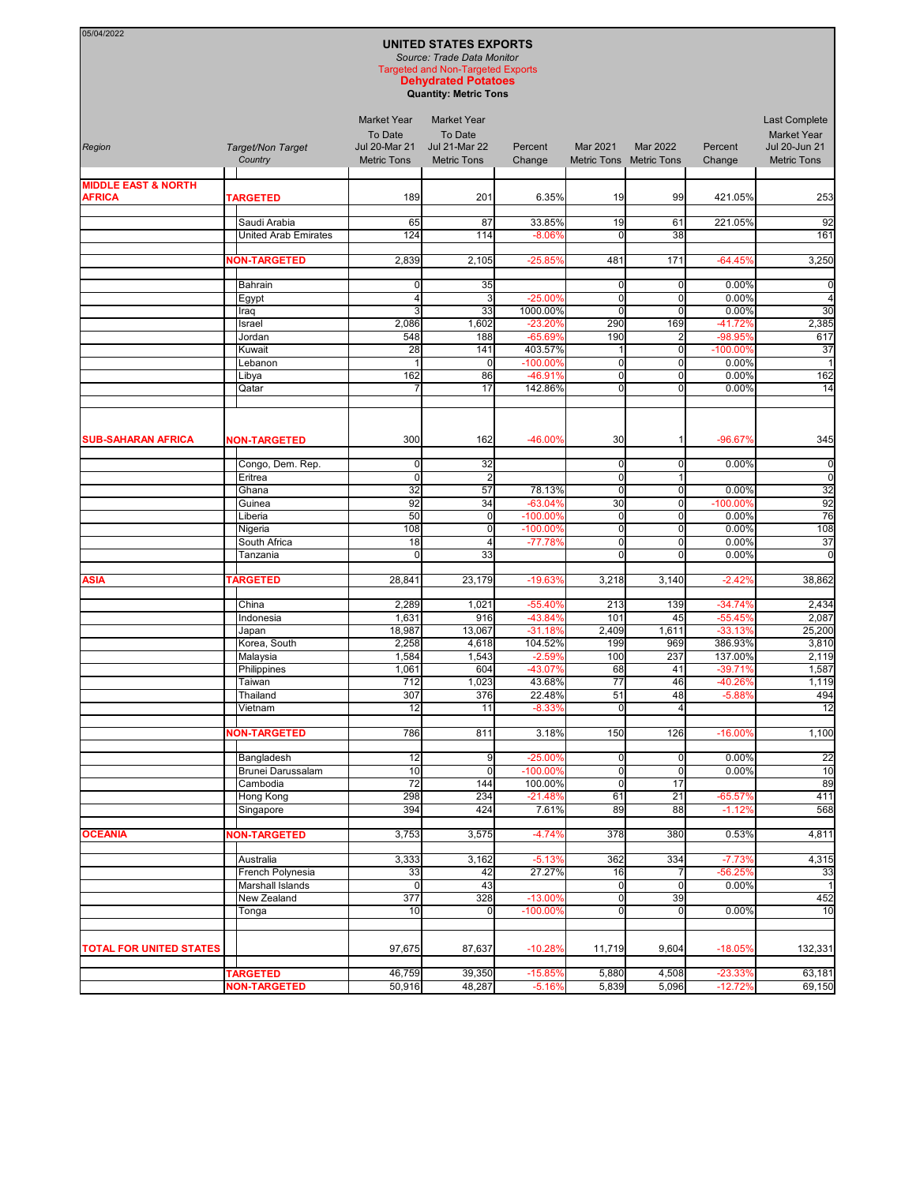05/04/2022

# UNITED STATES EXPORTS

*Source: Trade Data Monitor*

Targeted and Non-Targeted Exports

**Dehydrated Potatoes**

**Quantity: Metric Tons**

| *Region* | *Target/Non Target Country* | Market Year To Date Jul 20-Mar 21 Metric Tons | Market Year To Date Jul 21-Mar 22 Metric Tons | Percent Change | Mar 2021 Metric Tons | Mar 2022 Metric Tons | Percent Change | Last Complete Market Year Jul 20-Jun 21 Metric Tons |
|---|---|---|---|---|---|---|---|---|
| **MIDDLE EAST & NORTH AFRICA** | **TARGETED** | 189 | 201 | 6.35% | 19 | 99 | 421.05% | 253 |
| | Saudi Arabia | 65 | 87 | 33.85% | 19 | 61 | 221.05% | 92 |
| | United Arab Emirates | 124 | 114 | -8.06% | 0 | 38 | | 161 |
| | **NON-TARGETED** | 2,839 | 2,105 | -25.85% | 481 | 171 | -64.45% | 3,250 |
| | Bahrain | 0 | 35 | | 0 | 0 | 0.00% | 0 |
| | Egypt | 4 | 3 | -25.00% | 0 | 0 | 0.00% | 4 |
| | Iraq | 3 | 33 | 1000.00% | 0 | 0 | 0.00% | 30 |
| | Israel | 2,086 | 1,602 | -23.20% | 290 | 169 | -41.72% | 2,385 |
| | Jordan | 548 | 188 | -65.69% | 190 | 2 | -98.95% | 617 |
| | Kuwait | 28 | 141 | 403.57% | 1 | 0 | -100.00% | 37 |
| | Lebanon | 1 | 0 | -100.00% | 0 | 0 | 0.00% | 1 |
| | Libya | 162 | 86 | -46.91% | 0 | 0 | 0.00% | 162 |
| | Qatar | 7 | 17 | 142.86% | 0 | 0 | 0.00% | 14 |
| **SUB-SAHARAN AFRICA** | **NON-TARGETED** | 300 | 162 | -46.00% | 30 | 1 | -96.67% | 345 |
| | Congo, Dem. Rep. | 0 | 32 | | 0 | 0 | 0.00% | 0 |
| | Eritrea | 0 | 2 | | 0 | 1 | | 0 |
| | Ghana | 32 | 57 | 78.13% | 0 | 0 | 0.00% | 32 |
| | Guinea | 92 | 34 | -63.04% | 30 | 0 | -100.00% | 92 |
| | Liberia | 50 | 0 | -100.00% | 0 | 0 | 0.00% | 76 |
| | Nigeria | 108 | 0 | -100.00% | 0 | 0 | 0.00% | 108 |
| | South Africa | 18 | 4 | -77.78% | 0 | 0 | 0.00% | 37 |
| | Tanzania | 0 | 33 | | 0 | 0 | 0.00% | 0 |
| **ASIA** | **TARGETED** | 28,841 | 23,179 | -19.63% | 3,218 | 3,140 | -2.42% | 38,862 |
| | China | 2,289 | 1,021 | -55.40% | 213 | 139 | -34.74% | 2,434 |
| | Indonesia | 1,631 | 916 | -43.84% | 101 | 45 | -55.45% | 2,087 |
| | Japan | 18,987 | 13,067 | -31.18% | 2,409 | 1,611 | -33.13% | 25,200 |
| | Korea, South | 2,258 | 4,618 | 104.52% | 199 | 969 | 386.93% | 3,810 |
| | Malaysia | 1,584 | 1,543 | -2.59% | 100 | 237 | 137.00% | 2,119 |
| | Philippines | 1,061 | 604 | -43.07% | 68 | 41 | -39.71% | 1,587 |
| | Taiwan | 712 | 1,023 | 43.68% | 77 | 46 | -40.26% | 1,119 |
| | Thailand | 307 | 376 | 22.48% | 51 | 48 | -5.88% | 494 |
| | Vietnam | 12 | 11 | -8.33% | 0 | 4 | | 12 |
| | **NON-TARGETED** | 786 | 811 | 3.18% | 150 | 126 | -16.00% | 1,100 |
| | Bangladesh | 12 | 9 | -25.00% | 0 | 0 | 0.00% | 22 |
| | Brunei Darussalam | 10 | 0 | -100.00% | 0 | 0 | 0.00% | 10 |
| | Cambodia | 72 | 144 | 100.00% | 0 | 17 | | 89 |
| | Hong Kong | 298 | 234 | -21.48% | 61 | 21 | -65.57% | 411 |
| | Singapore | 394 | 424 | 7.61% | 89 | 88 | -1.12% | 568 |
| **OCEANIA** | **NON-TARGETED** | 3,753 | 3,575 | -4.74% | 378 | 380 | 0.53% | 4,811 |
| | Australia | 3,333 | 3,162 | -5.13% | 362 | 334 | -7.73% | 4,315 |
| | French Polynesia | 33 | 42 | 27.27% | 16 | 7 | -56.25% | 33 |
| | Marshall Islands | 0 | 43 | | 0 | 0 | 0.00% | 1 |
| | New Zealand | 377 | 328 | -13.00% | 0 | 39 | | 452 |
| | Tonga | 10 | 0 | -100.00% | 0 | 0 | 0.00% | 10 |
| **TOTAL FOR UNITED STATES** | | 97,675 | 87,637 | -10.28% | 11,719 | 9,604 | -18.05% | 132,331 |
| | **TARGETED** | 46,759 | 39,350 | -15.85% | 5,880 | 4,508 | -23.33% | 63,181 |
| | **NON-TARGETED** | 50,916 | 48,287 | -5.16% | 5,839 | 5,096 | -12.72% | 69,150 |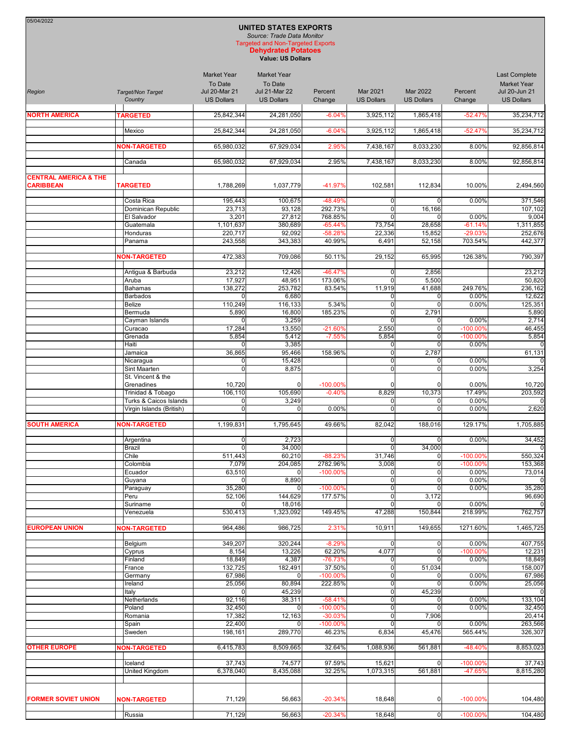05/04/2022

# UNITED STATES EXPORTS

*Source: Trade Data Monitor*

Targeted and Non-Targeted Exports

**Dehydrated Potatoes**

**Value: US Dollars**

| *Region* | *Target/Non Target Country* | Market Year To Date Jul 20-Mar 21 US Dollars | Market Year To Date Jul 21-Mar 22 US Dollars | Percent Change | Mar 2021 US Dollars | Mar 2022 US Dollars | Percent Change | Last Complete Market Year Jul 20-Jun 21 US Dollars |
|---|---|---|---|---|---|---|---|---|
| **NORTH AMERICA** | **TARGETED** | 25,842,344 | 24,281,050 | -6.04% | 3,925,112 | 1,865,418 | -52.47% | 35,234,712 |
| | Mexico | 25,842,344 | 24,281,050 | -6.04% | 3,925,112 | 1,865,418 | -52.47% | 35,234,712 |
| | **NON-TARGETED** | 65,980,032 | 67,929,034 | 2.95% | 7,438,167 | 8,033,230 | 8.00% | 92,856,814 |
| | Canada | 65,980,032 | 67,929,034 | 2.95% | 7,438,167 | 8,033,230 | 8.00% | 92,856,814 |
| **CENTRAL AMERICA & THE CARIBBEAN** | **TARGETED** | 1,788,269 | 1,037,779 | -41.97% | 102,581 | 112,834 | 10.00% | 2,494,560 |
| | Costa Rica | 195,443 | 100,675 | -48.49% | 0 | 0 | 0.00% | 371,546 |
| | Dominican Republic | 23,713 | 93,128 | 292.73% | 0 | 16,166 | | 107,102 |
| | El Salvador | 3,201 | 27,812 | 768.85% | 0 | 0 | 0.00% | 9,004 |
| | Guatemala | 1,101,637 | 380,689 | -65.44% | 73,754 | 28,658 | -61.14% | 1,311,855 |
| | Honduras | 220,717 | 92,092 | -58.28% | 22,336 | 15,852 | -29.03% | 252,676 |
| | Panama | 243,558 | 343,383 | 40.99% | 6,491 | 52,158 | 703.54% | 442,377 |
| | **NON-TARGETED** | 472,383 | 709,086 | 50.11% | 29,152 | 65,995 | 126.38% | 790,397 |
| | Antigua & Barbuda | 23,212 | 12,426 | -46.47% | 0 | 2,856 | | 23,212 |
| | Aruba | 17,927 | 48,951 | 173.06% | 0 | 5,500 | | 50,820 |
| | Bahamas | 138,272 | 253,782 | 83.54% | 11,919 | 41,688 | 249.76% | 236,162 |
| | Barbados | 0 | 6,680 | | 0 | 0 | 0.00% | 12,622 |
| | Belize | 110,249 | 116,133 | 5.34% | 0 | 0 | 0.00% | 125,351 |
| | Bermuda | 5,890 | 16,800 | 185.23% | 0 | 2,791 | | 5,890 |
| | Cayman Islands | 0 | 3,259 | | 0 | 0 | 0.00% | 2,714 |
| | Curacao | 17,284 | 13,550 | -21.60% | 2,550 | 0 | -100.00% | 46,455 |
| | Grenada | 5,854 | 5,412 | -7.55% | 5,854 | 0 | -100.00% | 5,854 |
| | Haiti | 0 | 3,385 | | 0 | 0 | 0.00% | 0 |
| | Jamaica | 36,865 | 95,466 | 158.96% | 0 | 2,787 | | 61,131 |
| | Nicaragua | 0 | 15,428 | | 0 | 0 | 0.00% | 0 |
| | Sint Maarten | 0 | 8,875 | | 0 | 0 | 0.00% | 3,254 |
| | St. Vincent & the Grenadines | 10,720 | 0 | -100.00% | 0 | 0 | 0.00% | 10,720 |
| | Trinidad & Tobago | 106,110 | 105,690 | -0.40% | 8,829 | 10,373 | 17.49% | 203,592 |
| | Turks & Caicos Islands | 0 | 3,249 | | 0 | 0 | 0.00% | 0 |
| | Virgin Islands (British) | 0 | 0 | 0.00% | 0 | 0 | 0.00% | 2,620 |
| **SOUTH AMERICA** | **NON-TARGETED** | 1,199,831 | 1,795,645 | 49.66% | 82,042 | 188,016 | 129.17% | 1,705,885 |
| | Argentina | 0 | 2,723 | | 0 | 0 | 0.00% | 34,452 |
| | Brazil | 0 | 34,000 | | 0 | 34,000 | | 0 |
| | Chile | 511,443 | 60,210 | -88.23% | 31,746 | 0 | -100.00% | 550,324 |
| | Colombia | 7,079 | 204,085 | 2782.96% | 3,008 | 0 | -100.00% | 153,368 |
| | Ecuador | 63,510 | 0 | -100.00% | 0 | 0 | 0.00% | 73,014 |
| | Guyana | 0 | 8,890 | | 0 | 0 | 0.00% | 0 |
| | Paraguay | 35,280 | 0 | -100.00% | 0 | 0 | 0.00% | 35,280 |
| | Peru | 52,106 | 144,629 | 177.57% | 0 | 3,172 | | 96,690 |
| | Suriname | 0 | 18,016 | | 0 | 0 | 0.00% | 0 |
| | Venezuela | 530,413 | 1,323,092 | 149.45% | 47,288 | 150,844 | 218.99% | 762,757 |
| **EUROPEAN UNION** | **NON-TARGETED** | 964,486 | 986,725 | 2.31% | 10,911 | 149,655 | 1271.60% | 1,465,725 |
| | Belgium | 349,207 | 320,244 | -8.29% | 0 | 0 | 0.00% | 407,755 |
| | Cyprus | 8,154 | 13,226 | 62.20% | 4,077 | 0 | -100.00% | 12,231 |
| | Finland | 18,849 | 4,387 | -76.73% | 0 | 0 | 0.00% | 18,849 |
| | France | 132,725 | 182,491 | 37.50% | 0 | 51,034 | | 158,007 |
| | Germany | 67,986 | 0 | -100.00% | 0 | 0 | 0.00% | 67,986 |
| | Ireland | 25,056 | 80,894 | 222.85% | 0 | 0 | 0.00% | 25,056 |
| | Italy | 0 | 45,239 | | 0 | 45,239 | | 0 |
| | Netherlands | 92,116 | 38,311 | -58.41% | 0 | 0 | 0.00% | 133,104 |
| | Poland | 32,450 | 0 | -100.00% | 0 | 0 | 0.00% | 32,450 |
| | Romania | 17,382 | 12,163 | -30.03% | 0 | 7,906 | | 20,414 |
| | Spain | 22,400 | 0 | -100.00% | 0 | 0 | 0.00% | 263,566 |
| | Sweden | 198,161 | 289,770 | 46.23% | 6,834 | 45,476 | 565.44% | 326,307 |
| **OTHER EUROPE** | **NON-TARGETED** | 6,415,783 | 8,509,665 | 32.64% | 1,088,936 | 561,881 | -48.40% | 8,853,023 |
| | Iceland | 37,743 | 74,577 | 97.59% | 15,621 | 0 | -100.00% | 37,743 |
| | United Kingdom | 6,378,040 | 8,435,088 | 32.25% | 1,073,315 | 561,881 | -47.65% | 8,815,280 |
| **FORMER SOVIET UNION** | **NON-TARGETED** | 71,129 | 56,663 | -20.34% | 18,648 | 0 | -100.00% | 104,480 |
| | Russia | 71,129 | 56,663 | -20.34% | 18,648 | 0 | -100.00% | 104,480 |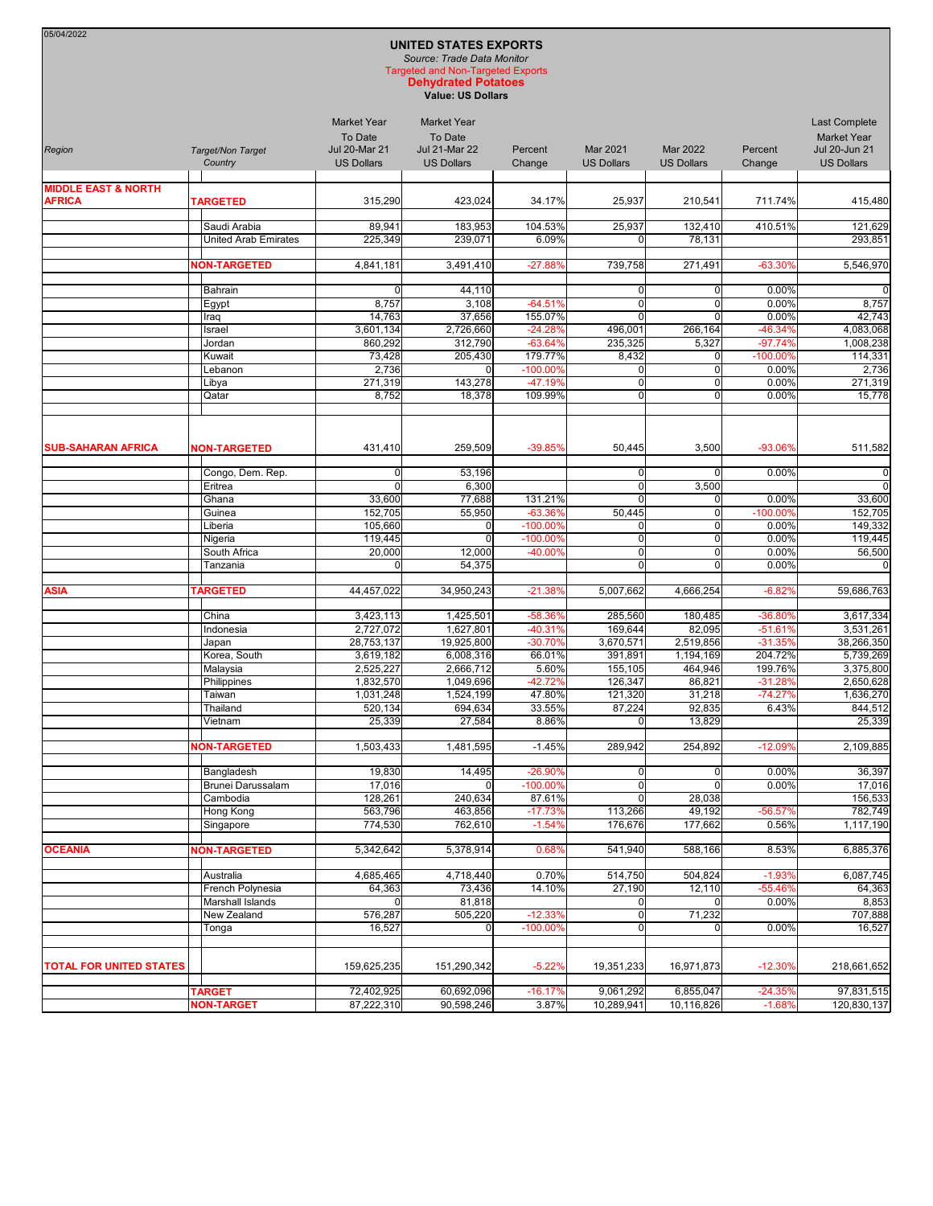05/04/2022

## UNITED STATES EXPORTS

*Source: Trade Data Monitor*

Targeted and Non-Targeted Exports

**Dehydrated Potatoes**

**Value: US Dollars**

| *Region* | *Target/Non Target Country* | Market Year To Date Jul 20-Mar 21 US Dollars | Market Year To Date Jul 21-Mar 22 US Dollars | Percent Change | Mar 2021 US Dollars | Mar 2022 US Dollars | Percent Change | Last Complete Market Year Jul 20-Jun 21 US Dollars |
|---|---|---|---|---|---|---|---|---|
| **MIDDLE EAST & NORTH AFRICA** | **TARGETED** | 315,290 | 423,024 | 34.17% | 25,937 | 210,541 | 711.74% | 415,480 |
| | Saudi Arabia | 89,941 | 183,953 | 104.53% | 25,937 | 132,410 | 410.51% | 121,629 |
| | United Arab Emirates | 225,349 | 239,071 | 6.09% | 0 | 78,131 | | 293,851 |
| | **NON-TARGETED** | 4,841,181 | 3,491,410 | -27.88% | 739,758 | 271,491 | -63.30% | 5,546,970 |
| | Bahrain | 0 | 44,110 | | 0 | 0 | 0.00% | 0 |
| | Egypt | 8,757 | 3,108 | -64.51% | 0 | 0 | 0.00% | 8,757 |
| | Iraq | 14,763 | 37,656 | 155.07% | 0 | 0 | 0.00% | 42,743 |
| | Israel | 3,601,134 | 2,726,660 | -24.28% | 496,001 | 266,164 | -46.34% | 4,083,068 |
| | Jordan | 860,292 | 312,790 | -63.64% | 235,325 | 5,327 | -97.74% | 1,008,238 |
| | Kuwait | 73,428 | 205,430 | 179.77% | 8,432 | 0 | -100.00% | 114,331 |
| | Lebanon | 2,736 | 0 | -100.00% | 0 | 0 | 0.00% | 2,736 |
| | Libya | 271,319 | 143,278 | -47.19% | 0 | 0 | 0.00% | 271,319 |
| | Qatar | 8,752 | 18,378 | 109.99% | 0 | 0 | 0.00% | 15,778 |
| **SUB-SAHARAN AFRICA** | **NON-TARGETED** | 431,410 | 259,509 | -39.85% | 50,445 | 3,500 | -93.06% | 511,582 |
| | Congo, Dem. Rep. | 0 | 53,196 | | 0 | 0 | 0.00% | 0 |
| | Eritrea | 0 | 6,300 | | 0 | 3,500 | | 0 |
| | Ghana | 33,600 | 77,688 | 131.21% | 0 | 0 | 0.00% | 33,600 |
| | Guinea | 152,705 | 55,950 | -63.36% | 50,445 | 0 | -100.00% | 152,705 |
| | Liberia | 105,660 | 0 | -100.00% | 0 | 0 | 0.00% | 149,332 |
| | Nigeria | 119,445 | 0 | -100.00% | 0 | 0 | 0.00% | 119,445 |
| | South Africa | 20,000 | 12,000 | -40.00% | 0 | 0 | 0.00% | 56,500 |
| | Tanzania | 0 | 54,375 | | 0 | 0 | 0.00% | 0 |
| **ASIA** | **TARGETED** | 44,457,022 | 34,950,243 | -21.38% | 5,007,662 | 4,666,254 | -6.82% | 59,686,763 |
| | China | 3,423,113 | 1,425,501 | -58.36% | 285,560 | 180,485 | -36.80% | 3,617,334 |
| | Indonesia | 2,727,072 | 1,627,801 | -40.31% | 169,644 | 82,095 | -51.61% | 3,531,261 |
| | Japan | 28,753,137 | 19,925,800 | -30.70% | 3,670,571 | 2,519,856 | -31.35% | 38,266,350 |
| | Korea, South | 3,619,182 | 6,008,316 | 66.01% | 391,891 | 1,194,169 | 204.72% | 5,739,269 |
| | Malaysia | 2,525,227 | 2,666,712 | 5.60% | 155,105 | 464,946 | 199.76% | 3,375,800 |
| | Philippines | 1,832,570 | 1,049,696 | -42.72% | 126,347 | 86,821 | -31.28% | 2,650,628 |
| | Taiwan | 1,031,248 | 1,524,199 | 47.80% | 121,320 | 31,218 | -74.27% | 1,636,270 |
| | Thailand | 520,134 | 694,634 | 33.55% | 87,224 | 92,835 | 6.43% | 844,512 |
| | Vietnam | 25,339 | 27,584 | 8.86% | 0 | 13,829 | | 25,339 |
| | **NON-TARGETED** | 1,503,433 | 1,481,595 | -1.45% | 289,942 | 254,892 | -12.09% | 2,109,885 |
| | Bangladesh | 19,830 | 14,495 | -26.90% | 0 | 0 | 0.00% | 36,397 |
| | Brunei Darussalam | 17,016 | 0 | -100.00% | 0 | 0 | 0.00% | 17,016 |
| | Cambodia | 128,261 | 240,634 | 87.61% | 0 | 28,038 | | 156,533 |
| | Hong Kong | 563,796 | 463,856 | -17.73% | 113,266 | 49,192 | -56.57% | 782,749 |
| | Singapore | 774,530 | 762,610 | -1.54% | 176,676 | 177,662 | 0.56% | 1,117,190 |
| **OCEANIA** | **NON-TARGETED** | 5,342,642 | 5,378,914 | 0.68% | 541,940 | 588,166 | 8.53% | 6,885,376 |
| | Australia | 4,685,465 | 4,718,440 | 0.70% | 514,750 | 504,824 | -1.93% | 6,087,745 |
| | French Polynesia | 64,363 | 73,436 | 14.10% | 27,190 | 12,110 | -55.46% | 64,363 |
| | Marshall Islands | 0 | 81,818 | | 0 | 0 | 0.00% | 8,853 |
| | New Zealand | 576,287 | 505,220 | -12.33% | 0 | 71,232 | | 707,888 |
| | Tonga | 16,527 | 0 | -100.00% | 0 | 0 | 0.00% | 16,527 |
| **TOTAL FOR UNITED STATES** | | 159,625,235 | 151,290,342 | -5.22% | 19,351,233 | 16,971,873 | -12.30% | 218,661,652 |
| | **TARGET** | 72,402,925 | 60,692,096 | -16.17% | 9,061,292 | 6,855,047 | -24.35% | 97,831,515 |
| | **NON-TARGET** | 87,222,310 | 90,598,246 | 3.87% | 10,289,941 | 10,116,826 | -1.68% | 120,830,137 |